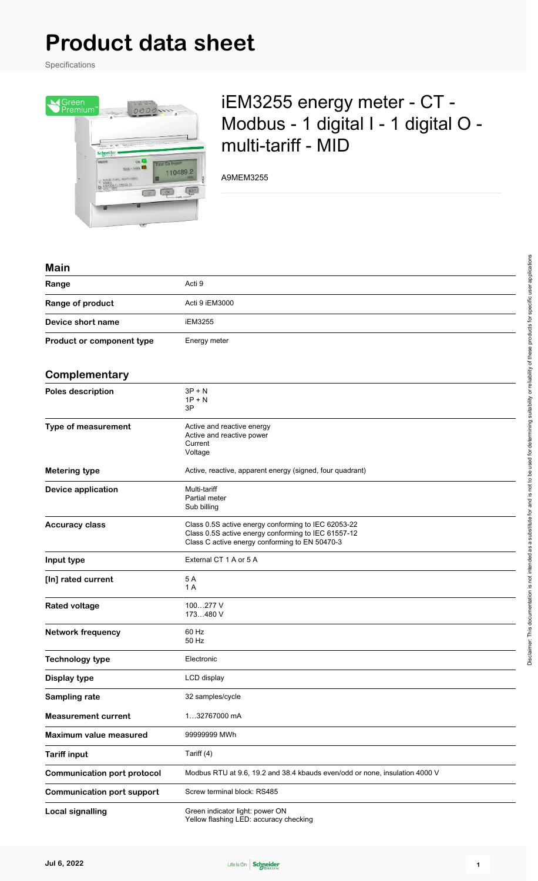# Product data sheet

Specifications

## iEM3255 energy meter - CT - Modbus - 1 digital I - 1 digital O - multi-tariff - MID

A9MEM3255

### Main

| | |
|---|---|
| Range | Acti 9 |
| Range of product | Acti 9 iEM3000 |
| Device short name | iEM3255 |
| Product or component type | Energy meter |

### Complementary

| | |
|---|---|
| Poles description | 3P + N<br>1P + N<br>3P |
| Type of measurement | Active and reactive energy<br>Active and reactive power<br>Current<br>Voltage |
| Metering type | Active, reactive, apparent energy (signed, four quadrant) |
| Device application | Multi-tariff<br>Partial meter<br>Sub billing |
| Accuracy class | Class 0.5S active energy conforming to IEC 62053-22<br>Class 0.5S active energy conforming to IEC 61557-12<br>Class C active energy conforming to EN 50470-3 |
| Input type | External CT 1 A or 5 A |
| [In] rated current | 5 A<br>1 A |
| Rated voltage | 100…277 V<br>173…480 V |
| Network frequency | 60 Hz<br>50 Hz |
| Technology type | Electronic |
| Display type | LCD display |
| Sampling rate | 32 samples/cycle |
| Measurement current | 1…32767000 mA |
| Maximum value measured | 99999999 MWh |
| Tariff input | Tariff (4) |
| Communication port protocol | Modbus RTU at 9.6, 19.2 and 38.4 kbauds even/odd or none, insulation 4000 V |
| Communication port support | Screw terminal block: RS485 |
| Local signalling | Green indicator light: power ON<br>Yellow flashing LED: accuracy checking |

Disclaimer: This documentation is not intended as a substitute for and is not to be used for determining suitability or reliability of these products for specific user applications

Jul 6, 2022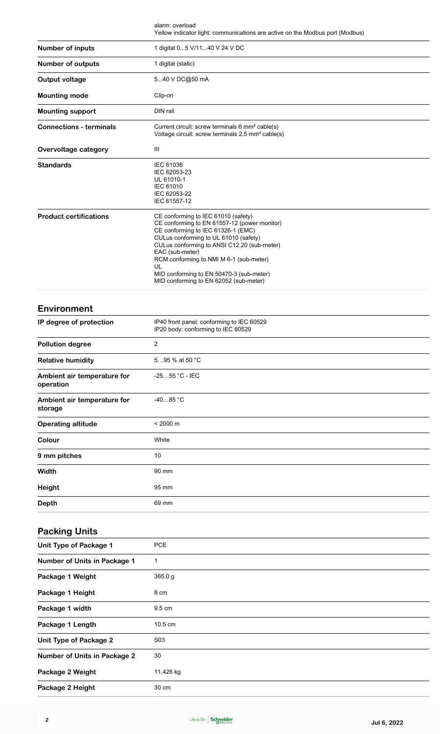| | |
|---|---|
| | alarm: overload<br>Yellow indicator light: communications are active on the Modbus port (Modbus) |
| **Number of inputs** | 1 digital 0...5 V/11...40 V 24 V DC |
| **Number of outputs** | 1 digital (static) |
| **Output voltage** | 5...40 V DC@50 mA |
| **Mounting mode** | Clip-on |
| **Mounting support** | DIN rail |
| **Connections - terminals** | Current circuit: screw terminals 6 mm² cable(s)<br>Voltage circuit: screw terminals 2.5 mm² cable(s) |
| **Overvoltage category** | III |
| **Standards** | IEC 61036<br>IEC 62053-23<br>UL 61010-1<br>IEC 61010<br>IEC 62053-22<br>IEC 61557-12 |
| **Product certifications** | CE conforming to IEC 61010 (safety)<br>CE conforming to EN 61557-12 (power monitor)<br>CE conforming to IEC 61326-1 (EMC)<br>CULus conforming to UL 61010 (safety)<br>CULus conforming to ANSI C12.20 (sub-meter)<br>EAC (sub-meter)<br>RCM conforming to NMI M 6-1 (sub-meter)<br>UL<br>MID conforming to EN 50470-3 (sub-meter)<br>MID conforming to EN 62052 (sub-meter) |

## Environment

| | |
|---|---|
| **IP degree of protection** | IP40 front panel: conforming to IEC 60529<br>IP20 body: conforming to IEC 60529 |
| **Pollution degree** | 2 |
| **Relative humidity** | 5…95 % at 50 °C |
| **Ambient air temperature for operation** | -25…55 °C - IEC |
| **Ambient air temperature for storage** | -40…85 °C |
| **Operating altitude** | < 2000 m |
| **Colour** | White |
| **9 mm pitches** | 10 |
| **Width** | 90 mm |
| **Height** | 95 mm |
| **Depth** | 69 mm |

## Packing Units

| | |
|---|---|
| **Unit Type of Package 1** | PCE |
| **Number of Units in Package 1** | 1 |
| **Package 1 Weight** | 365.0 g |
| **Package 1 Height** | 8 cm |
| **Package 1 width** | 9.5 cm |
| **Package 1 Length** | 10.5 cm |
| **Unit Type of Package 2** | S03 |
| **Number of Units in Package 2** | 30 |
| **Package 2 Weight** | 11.426 kg |
| **Package 2 Height** | 30 cm |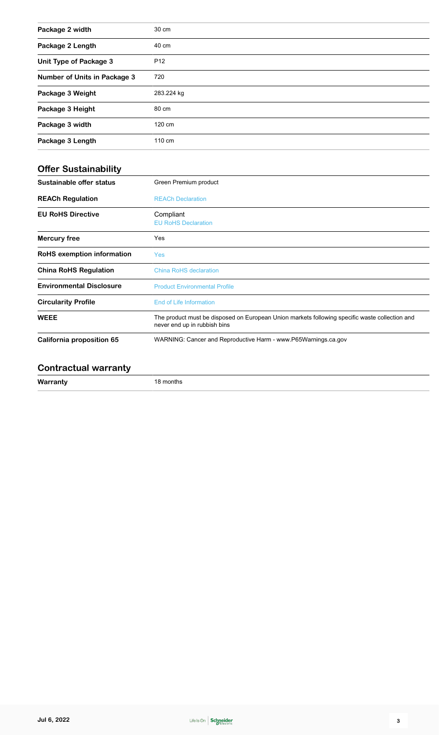| | |
|---|---|
| **Package 2 width** | 30 cm |
| **Package 2 Length** | 40 cm |
| **Unit Type of Package 3** | P12 |
| **Number of Units in Package 3** | 720 |
| **Package 3 Weight** | 283.224 kg |
| **Package 3 Height** | 80 cm |
| **Package 3 width** | 120 cm |
| **Package 3 Length** | 110 cm |

## Offer Sustainability

| | |
|---|---|
| **Sustainable offer status** | Green Premium product |
| **REACh Regulation** | REACh Declaration |
| **EU RoHS Directive** | Compliant<br>EU RoHS Declaration |
| **Mercury free** | Yes |
| **RoHS exemption information** | Yes |
| **China RoHS Regulation** | China RoHS declaration |
| **Environmental Disclosure** | Product Environmental Profile |
| **Circularity Profile** | End of Life Information |
| **WEEE** | The product must be disposed on European Union markets following specific waste collection and never end up in rubbish bins |
| **California proposition 65** | WARNING: Cancer and Reproductive Harm - www.P65Warnings.ca.gov |

## Contractual warranty

| | |
|---|---|
| **Warranty** | 18 months |